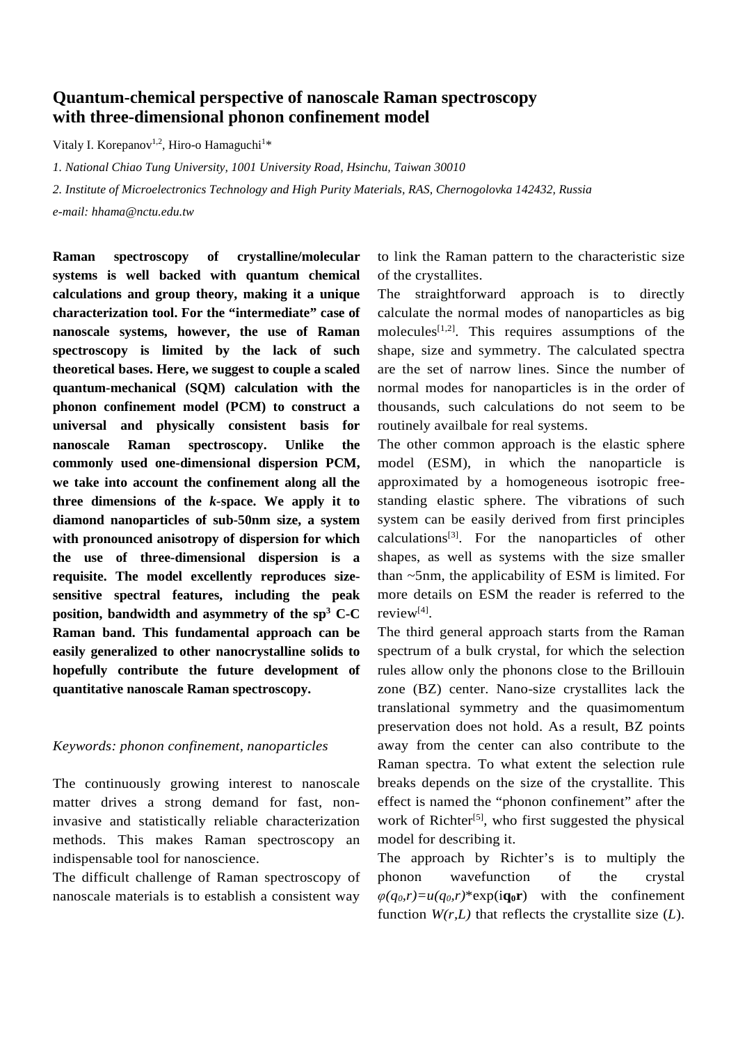# Quantum-chemical perspective of nanoscale Raman spectroscopy with three-dimensional phonon confinement model

Vitaly I. Korepanov[1,2], Hiro-o Hamaguchi[1]*

*1. National Chiao Tung University, 1001 University Road, Hsinchu, Taiwan 30010*

*2. Institute of Microelectronics Technology and High Purity Materials, RAS, Chernogolovka 142432, Russia*

*e-mail: hhama@nctu.edu.tw*

**Raman spectroscopy of crystalline/molecular systems is well backed with quantum chemical calculations and group theory, making it a unique characterization tool. For the "intermediate" case of nanoscale systems, however, the use of Raman spectroscopy is limited by the lack of such theoretical bases. Here, we suggest to couple a scaled quantum-mechanical (SQM) calculation with the phonon confinement model (PCM) to construct a universal and physically consistent basis for nanoscale Raman spectroscopy. Unlike the commonly used one-dimensional dispersion PCM, we take into account the confinement along all the three dimensions of the *k*-space. We apply it to diamond nanoparticles of sub-50nm size, a system with pronounced anisotropy of dispersion for which the use of three-dimensional dispersion is a requisite. The model excellently reproduces size-sensitive spectral features, including the peak position, bandwidth and asymmetry of the $sp^3$ C-C Raman band. This fundamental approach can be easily generalized to other nanocrystalline solids to hopefully contribute the future development of quantitative nanoscale Raman spectroscopy.**

*Keywords: phonon confinement, nanoparticles*

The continuously growing interest to nanoscale matter drives a strong demand for fast, non-invasive and statistically reliable characterization methods. This makes Raman spectroscopy an indispensable tool for nanoscience.

The difficult challenge of Raman spectroscopy of nanoscale materials is to establish a consistent way to link the Raman pattern to the characteristic size of the crystallites.

The straightforward approach is to directly calculate the normal modes of nanoparticles as big molecules[1,2]. This requires assumptions of the shape, size and symmetry. The calculated spectra are the set of narrow lines. Since the number of normal modes for nanoparticles is in the order of thousands, such calculations do not seem to be routinely availbale for real systems.

The other common approach is the elastic sphere model (ESM), in which the nanoparticle is approximated by a homogeneous isotropic free-standing elastic sphere. The vibrations of such system can be easily derived from first principles calculations[3]. For the nanoparticles of other shapes, as well as systems with the size smaller than ~5nm, the applicability of ESM is limited. For more details on ESM the reader is referred to the review[4].

The third general approach starts from the Raman spectrum of a bulk crystal, for which the selection rules allow only the phonons close to the Brillouin zone (BZ) center. Nano-size crystallites lack the translational symmetry and the quasimomentum preservation does not hold. As a result, BZ points away from the center can also contribute to the Raman spectra. To what extent the selection rule breaks depends on the size of the crystallite. This effect is named the "phonon confinement" after the work of Richter[5], who first suggested the physical model for describing it.

The approach by Richter's is to multiply the phonon wavefunction of the crystal $\varphi(q_0,r)=u(q_0,r)*\exp(i\mathbf{q_0}\mathbf{r})$ with the confinement function $W(r,L)$ that reflects the crystallite size ($L$).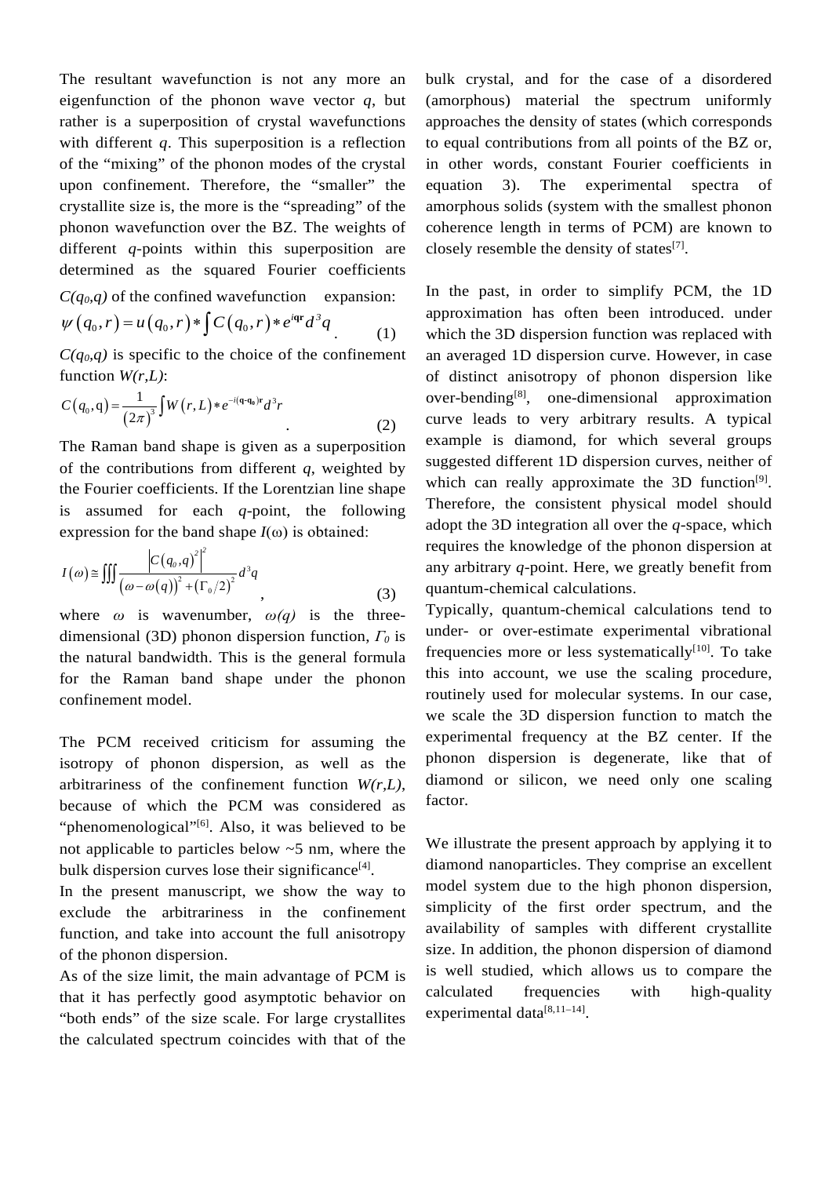The resultant wavefunction is not any more an eigenfunction of the phonon wave vector $q$, but rather is a superposition of crystal wavefunctions with different $q$. This superposition is a reflection of the "mixing" of the phonon modes of the crystal upon confinement. Therefore, the "smaller" the crystallite size is, the more is the "spreading" of the phonon wavefunction over the BZ. The weights of different $q$-points within this superposition are determined as the squared Fourier coefficients $C(q_0,q)$ of the confined wavefunction expansion:

$$\psi\left(q_0, r\right) = u\left(q_0, r\right) * \int C\left(q_0, r\right) * e^{i\mathbf{qr}} d^3 q \quad (1)$$

$C(q_0,q)$ is specific to the choice of the confinement function $W(r,L)$:

$$C\left(q_0, \mathrm{q}\right) = \frac{1}{\left(2\pi\right)^3} \int W\left(r, L\right) * e^{-i(\mathbf{q}-\mathbf{q_0})\mathbf{r}} d^3 r \quad (2)$$

The Raman band shape is given as a superposition of the contributions from different $q$, weighted by the Fourier coefficients. If the Lorentzian line shape is assumed for each $q$-point, the following expression for the band shape $I(\omega)$ is obtained:

$$I\left(\omega\right) \cong \iiint \frac{\left|C\left(q_0, q\right)^2\right|^2}{\left(\omega - \omega\left(q\right)\right)^2 + \left(\Gamma_0/2\right)^2} d^3 q \quad (3)$$

where $\omega$ is wavenumber, $\omega(q)$ is the three-dimensional (3D) phonon dispersion function, $\Gamma_0$ is the natural bandwidth. This is the general formula for the Raman band shape under the phonon confinement model.

The PCM received criticism for assuming the isotropy of phonon dispersion, as well as the arbitrariness of the confinement function $W(r,L)$, because of which the PCM was considered as "phenomenological"[6]. Also, it was believed to be not applicable to particles below ~5 nm, where the bulk dispersion curves lose their significance[4].

In the present manuscript, we show the way to exclude the arbitrariness in the confinement function, and take into account the full anisotropy of the phonon dispersion.

As of the size limit, the main advantage of PCM is that it has perfectly good asymptotic behavior on "both ends" of the size scale. For large crystallites the calculated spectrum coincides with that of the bulk crystal, and for the case of a disordered (amorphous) material the spectrum uniformly approaches the density of states (which corresponds to equal contributions from all points of the BZ or, in other words, constant Fourier coefficients in equation 3). The experimental spectra of amorphous solids (system with the smallest phonon coherence length in terms of PCM) are known to closely resemble the density of states[7].

In the past, in order to simplify PCM, the 1D approximation has often been introduced. under which the 3D dispersion function was replaced with an averaged 1D dispersion curve. However, in case of distinct anisotropy of phonon dispersion like over-bending[8], one-dimensional approximation curve leads to very arbitrary results. A typical example is diamond, for which several groups suggested different 1D dispersion curves, neither of which can really approximate the 3D function[9]. Therefore, the consistent physical model should adopt the 3D integration all over the $q$-space, which requires the knowledge of the phonon dispersion at any arbitrary $q$-point. Here, we greatly benefit from quantum-chemical calculations.

Typically, quantum-chemical calculations tend to under- or over-estimate experimental vibrational frequencies more or less systematically[10]. To take this into account, we use the scaling procedure, routinely used for molecular systems. In our case, we scale the 3D dispersion function to match the experimental frequency at the BZ center. If the phonon dispersion is degenerate, like that of diamond or silicon, we need only one scaling factor.

We illustrate the present approach by applying it to diamond nanoparticles. They comprise an excellent model system due to the high phonon dispersion, simplicity of the first order spectrum, and the availability of samples with different crystallite size. In addition, the phonon dispersion of diamond is well studied, which allows us to compare the calculated frequencies with high-quality experimental data[8,11–14].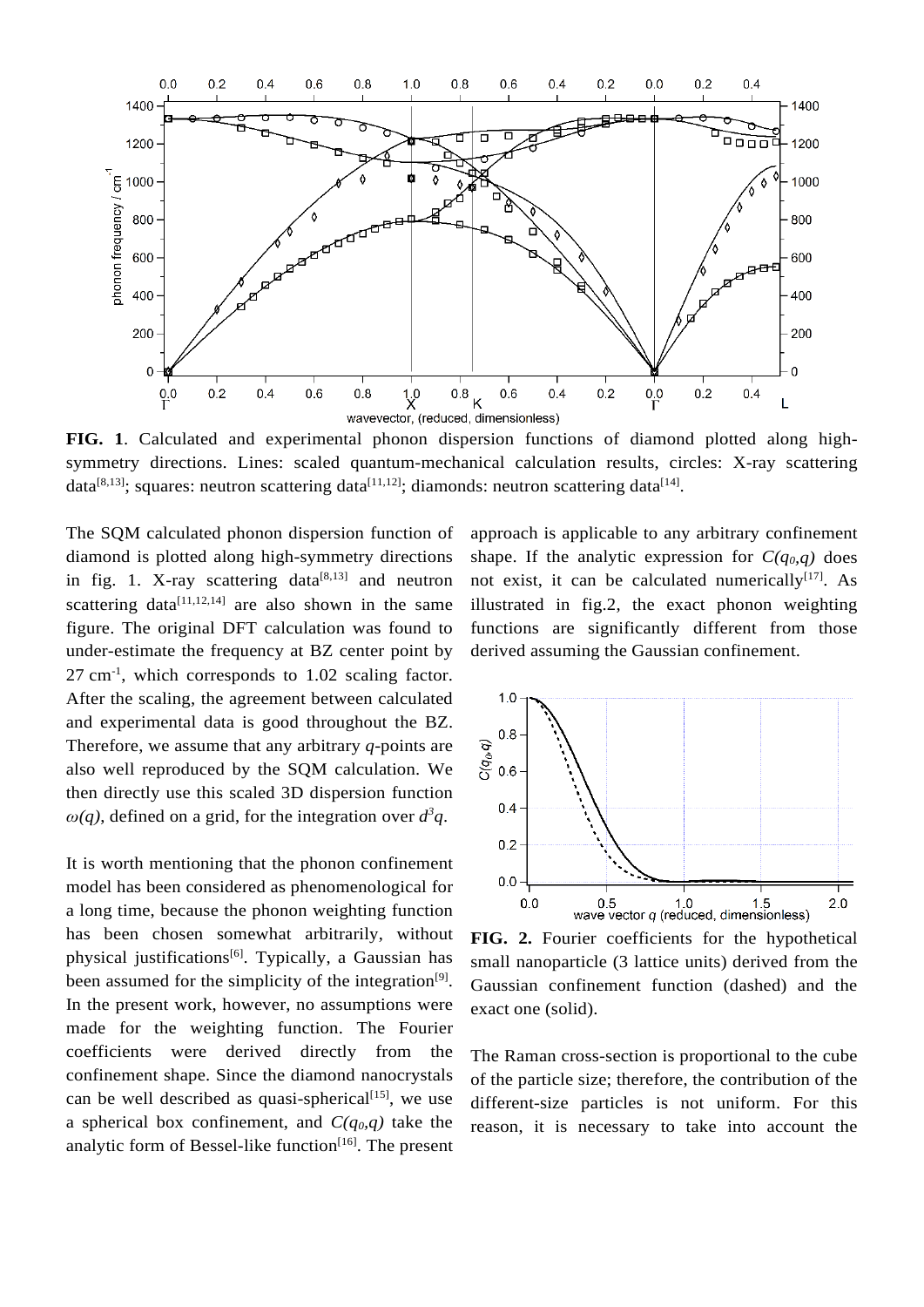**FIG. 1**. Calculated and experimental phonon dispersion functions of diamond plotted along high-symmetry directions. Lines: scaled quantum-mechanical calculation results, circles: X-ray scattering data[8,13]; squares: neutron scattering data[11,12]; diamonds: neutron scattering data[14].

The SQM calculated phonon dispersion function of diamond is plotted along high-symmetry directions in fig. 1. X-ray scattering data[8,13] and neutron scattering data[11,12,14] are also shown in the same figure. The original DFT calculation was found to under-estimate the frequency at BZ center point by 27 cm$^{-1}$, which corresponds to 1.02 scaling factor. After the scaling, the agreement between calculated and experimental data is good throughout the BZ. Therefore, we assume that any arbitrary $q$-points are also well reproduced by the SQM calculation. We then directly use this scaled 3D dispersion function $\omega(q)$, defined on a grid, for the integration over $d^3q$.

It is worth mentioning that the phonon confinement model has been considered as phenomenological for a long time, because the phonon weighting function has been chosen somewhat arbitrarily, without physical justifications[6]. Typically, a Gaussian has been assumed for the simplicity of the integration[9]. In the present work, however, no assumptions were made for the weighting function. The Fourier coefficients were derived directly from the confinement shape. Since the diamond nanocrystals can be well described as quasi-spherical[15], we use a spherical box confinement, and $C(q_0,q)$ take the analytic form of Bessel-like function[16]. The present approach is applicable to any arbitrary confinement shape. If the analytic expression for $C(q_0,q)$ does not exist, it can be calculated numerically[17]. As illustrated in fig.2, the exact phonon weighting functions are significantly different from those derived assuming the Gaussian confinement.

**FIG. 2.** Fourier coefficients for the hypothetical small nanoparticle (3 lattice units) derived from the Gaussian confinement function (dashed) and the exact one (solid).

The Raman cross-section is proportional to the cube of the particle size; therefore, the contribution of the different-size particles is not uniform. For this reason, it is necessary to take into account the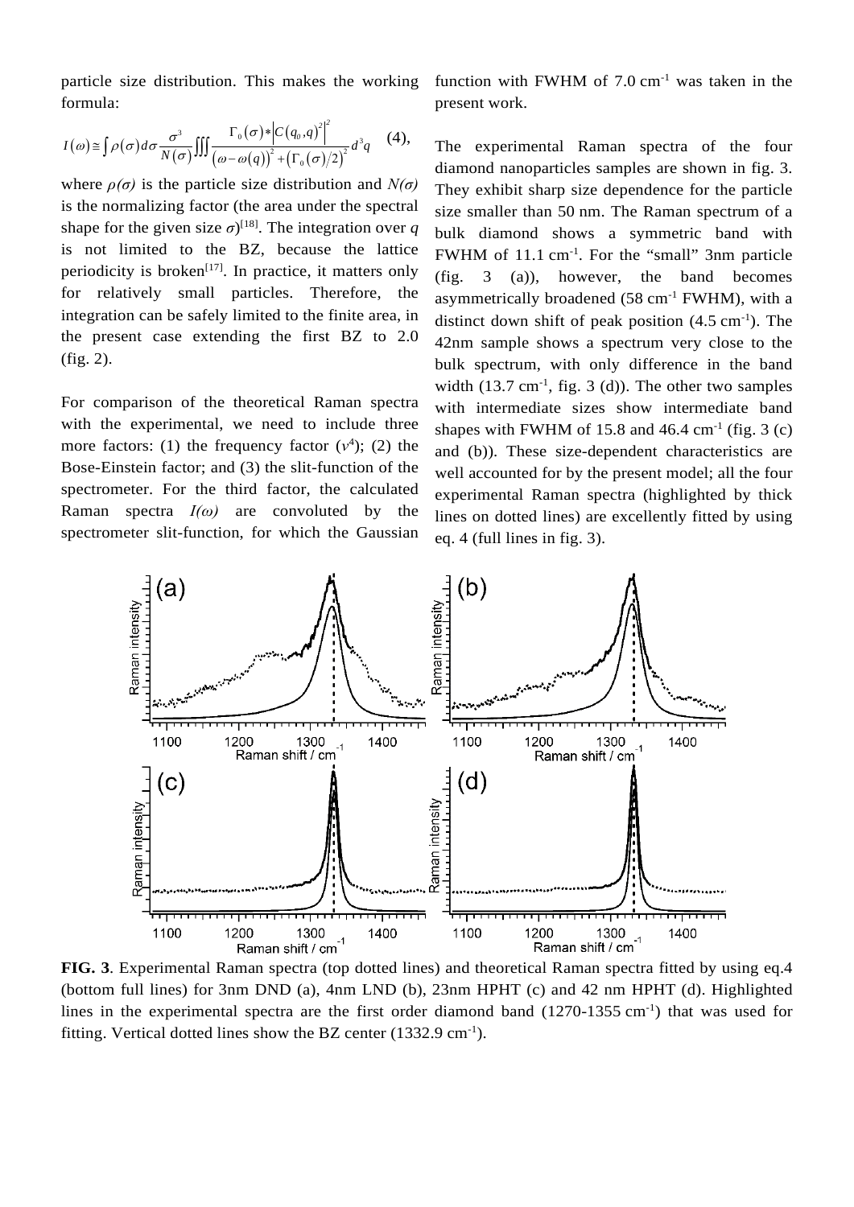particle size distribution. This makes the working formula:

$$I(\omega) \cong \int \rho(\sigma) d\sigma \frac{\sigma^3}{N(\sigma)} \iiint \frac{\Gamma_0(\sigma) * \left|C(q_0, q)^2\right|^2}{(\omega - \omega(q))^2 + (\Gamma_0(\sigma)/2)^2} d^3q \quad (4),$$

where $\rho(\sigma)$ is the particle size distribution and $N(\sigma)$ is the normalizing factor (the area under the spectral shape for the given size $\sigma$)[18]. The integration over $q$ is not limited to the BZ, because the lattice periodicity is broken[17]. In practice, it matters only for relatively small particles. Therefore, the integration can be safely limited to the finite area, in the present case extending the first BZ to 2.0 (fig. 2).

For comparison of the theoretical Raman spectra with the experimental, we need to include three more factors: (1) the frequency factor ($\nu^4$); (2) the Bose-Einstein factor; and (3) the slit-function of the spectrometer. For the third factor, the calculated Raman spectra $I(\omega)$ are convoluted by the spectrometer slit-function, for which the Gaussian function with FWHM of 7.0 $cm^{-1}$ was taken in the present work.

The experimental Raman spectra of the four diamond nanoparticles samples are shown in fig. 3. They exhibit sharp size dependence for the particle size smaller than 50 nm. The Raman spectrum of a bulk diamond shows a symmetric band with FWHM of 11.1 $cm^{-1}$. For the "small" 3nm particle (fig. 3 (a)), however, the band becomes asymmetrically broadened (58 $cm^{-1}$ FWHM), with a distinct down shift of peak position (4.5 $cm^{-1}$). The 42nm sample shows a spectrum very close to the bulk spectrum, with only difference in the band width (13.7 $cm^{-1}$, fig. 3 (d)). The other two samples with intermediate sizes show intermediate band shapes with FWHM of 15.8 and 46.4 $cm^{-1}$ (fig. 3 (c) and (b)). These size-dependent characteristics are well accounted for by the present model; all the four experimental Raman spectra (highlighted by thick lines on dotted lines) are excellently fitted by using eq. 4 (full lines in fig. 3).

**FIG. 3**. Experimental Raman spectra (top dotted lines) and theoretical Raman spectra fitted by using eq.4 (bottom full lines) for 3nm DND (a), 4nm LND (b), 23nm HPHT (c) and 42 nm HPHT (d). Highlighted lines in the experimental spectra are the first order diamond band (1270-1355 $cm^{-1}$) that was used for fitting. Vertical dotted lines show the BZ center (1332.9 $cm^{-1}$).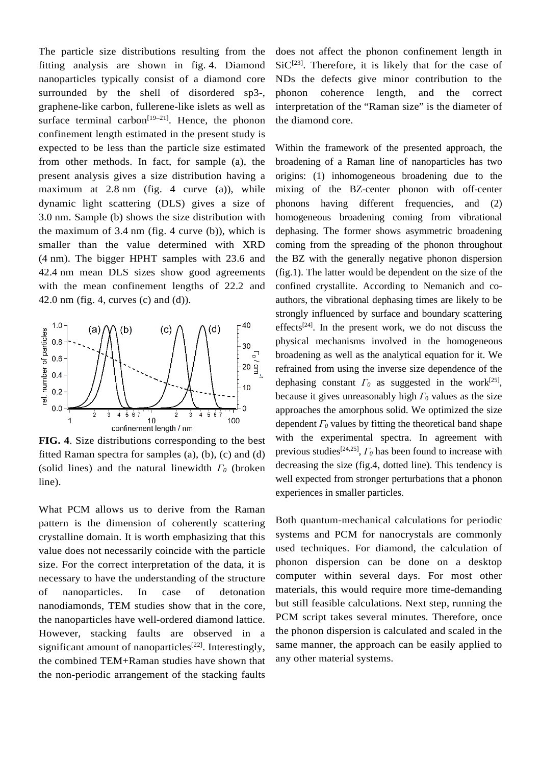The particle size distributions resulting from the fitting analysis are shown in fig. 4. Diamond nanoparticles typically consist of a diamond core surrounded by the shell of disordered sp3-, graphene-like carbon, fullerene-like islets as well as surface terminal carbon[19–21]. Hence, the phonon confinement length estimated in the present study is expected to be less than the particle size estimated from other methods. In fact, for sample (a), the present analysis gives a size distribution having a maximum at 2.8 nm (fig. 4 curve (a)), while dynamic light scattering (DLS) gives a size of 3.0 nm. Sample (b) shows the size distribution with the maximum of 3.4 nm (fig. 4 curve (b)), which is smaller than the value determined with XRD (4 nm). The bigger HPHT samples with 23.6 and 42.4 nm mean DLS sizes show good agreements with the mean confinement lengths of 22.2 and 42.0 nm (fig. 4, curves (c) and (d)).

**FIG. 4**. Size distributions corresponding to the best fitted Raman spectra for samples (a), (b), (c) and (d) (solid lines) and the natural linewidth $\Gamma_0$ (broken line).

What PCM allows us to derive from the Raman pattern is the dimension of coherently scattering crystalline domain. It is worth emphasizing that this value does not necessarily coincide with the particle size. For the correct interpretation of the data, it is necessary to have the understanding of the structure of nanoparticles. In case of detonation nanodiamonds, TEM studies show that in the core, the nanoparticles have well-ordered diamond lattice. However, stacking faults are observed in a significant amount of nanoparticles[22]. Interestingly, the combined TEM+Raman studies have shown that the non-periodic arrangement of the stacking faults does not affect the phonon confinement length in SiC[23]. Therefore, it is likely that for the case of NDs the defects give minor contribution to the phonon coherence length, and the correct interpretation of the "Raman size" is the diameter of the diamond core.

Within the framework of the presented approach, the broadening of a Raman line of nanoparticles has two origins: (1) inhomogeneous broadening due to the mixing of the BZ-center phonon with off-center phonons having different frequencies, and (2) homogeneous broadening coming from vibrational dephasing. The former shows asymmetric broadening coming from the spreading of the phonon throughout the BZ with the generally negative phonon dispersion (fig.1). The latter would be dependent on the size of the confined crystallite. According to Nemanich and co-authors, the vibrational dephasing times are likely to be strongly influenced by surface and boundary scattering effects[24]. In the present work, we do not discuss the physical mechanisms involved in the homogeneous broadening as well as the analytical equation for it. We refrained from using the inverse size dependence of the dephasing constant $\Gamma_0$ as suggested in the work[25], because it gives unreasonably high $\Gamma_0$ values as the size approaches the amorphous solid. We optimized the size dependent $\Gamma_0$ values by fitting the theoretical band shape with the experimental spectra. In agreement with previous studies[24,25], $\Gamma_0$ has been found to increase with decreasing the size (fig.4, dotted line). This tendency is well expected from stronger perturbations that a phonon experiences in smaller particles.

Both quantum-mechanical calculations for periodic systems and PCM for nanocrystals are commonly used techniques. For diamond, the calculation of phonon dispersion can be done on a desktop computer within several days. For most other materials, this would require more time-demanding but still feasible calculations. Next step, running the PCM script takes several minutes. Therefore, once the phonon dispersion is calculated and scaled in the same manner, the approach can be easily applied to any other material systems.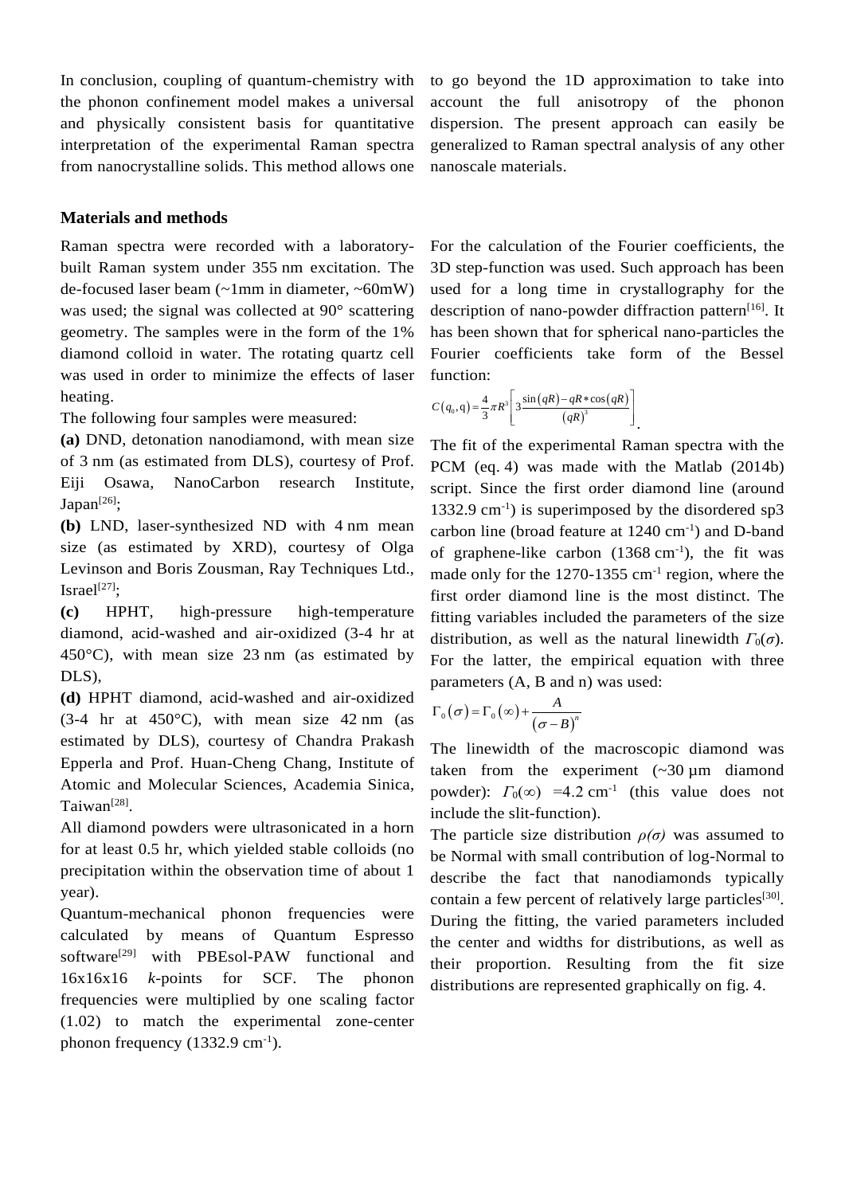In conclusion, coupling of quantum-chemistry with the phonon confinement model makes a universal and physically consistent basis for quantitative interpretation of the experimental Raman spectra from nanocrystalline solids. This method allows one to go beyond the 1D approximation to take into account the full anisotropy of the phonon dispersion. The present approach can easily be generalized to Raman spectral analysis of any other nanoscale materials.

## Materials and methods

Raman spectra were recorded with a laboratory-built Raman system under 355 nm excitation. The de-focused laser beam (~1mm in diameter, ~60mW) was used; the signal was collected at 90° scattering geometry. The samples were in the form of the 1% diamond colloid in water. The rotating quartz cell was used in order to minimize the effects of laser heating.

The following four samples were measured:

**(a)** DND, detonation nanodiamond, with mean size of 3 nm (as estimated from DLS), courtesy of Prof. Eiji Osawa, NanoCarbon research Institute, Japan[26];

**(b)** LND, laser-synthesized ND with 4 nm mean size (as estimated by XRD), courtesy of Olga Levinson and Boris Zousman, Ray Techniques Ltd., Israel[27];

**(c)** HPHT, high-pressure high-temperature diamond, acid-washed and air-oxidized (3-4 hr at 450°C), with mean size 23 nm (as estimated by DLS),

**(d)** HPHT diamond, acid-washed and air-oxidized (3-4 hr at 450°C), with mean size 42 nm (as estimated by DLS), courtesy of Chandra Prakash Epperla and Prof. Huan-Cheng Chang, Institute of Atomic and Molecular Sciences, Academia Sinica, Taiwan[28].

All diamond powders were ultrasonicated in a horn for at least 0.5 hr, which yielded stable colloids (no precipitation within the observation time of about 1 year).

Quantum-mechanical phonon frequencies were calculated by means of Quantum Espresso software[29] with PBEsol-PAW functional and 16x16x16 *k*-points for SCF. The phonon frequencies were multiplied by one scaling factor (1.02) to match the experimental zone-center phonon frequency (1332.9 cm$^{-1}$).

For the calculation of the Fourier coefficients, the 3D step-function was used. Such approach has been used for a long time in crystallography for the description of nano-powder diffraction pattern[16]. It has been shown that for spherical nano-particles the Fourier coefficients take form of the Bessel function:

$$C\left(q_0, \mathrm{q}\right) = \frac{4}{3}\pi R^3 \left[ 3\frac{\sin\left(qR\right) - qR * \cos\left(qR\right)}{\left(qR\right)^3} \right].$$

The fit of the experimental Raman spectra with the PCM (eq. 4) was made with the Matlab (2014b) script. Since the first order diamond line (around 1332.9 cm$^{-1}$) is superimposed by the disordered sp3 carbon line (broad feature at 1240 cm$^{-1}$) and D-band of graphene-like carbon (1368 cm$^{-1}$), the fit was made only for the 1270-1355 cm$^{-1}$ region, where the first order diamond line is the most distinct. The fitting variables included the parameters of the size distribution, as well as the natural linewidth $\Gamma_0(\sigma)$. For the latter, the empirical equation with three parameters (A, B and n) was used:

$$\Gamma_0\left(\sigma\right) = \Gamma_0\left(\infty\right) + \frac{A}{\left(\sigma - B\right)^n}$$

The linewidth of the macroscopic diamond was taken from the experiment (~30 µm diamond powder): $\Gamma_0(\infty)$ =4.2 cm$^{-1}$ (this value does not include the slit-function).

The particle size distribution $\rho(\sigma)$ was assumed to be Normal with small contribution of log-Normal to describe the fact that nanodiamonds typically contain a few percent of relatively large particles[30]. During the fitting, the varied parameters included the center and widths for distributions, as well as their proportion. Resulting from the fit size distributions are represented graphically on fig. 4.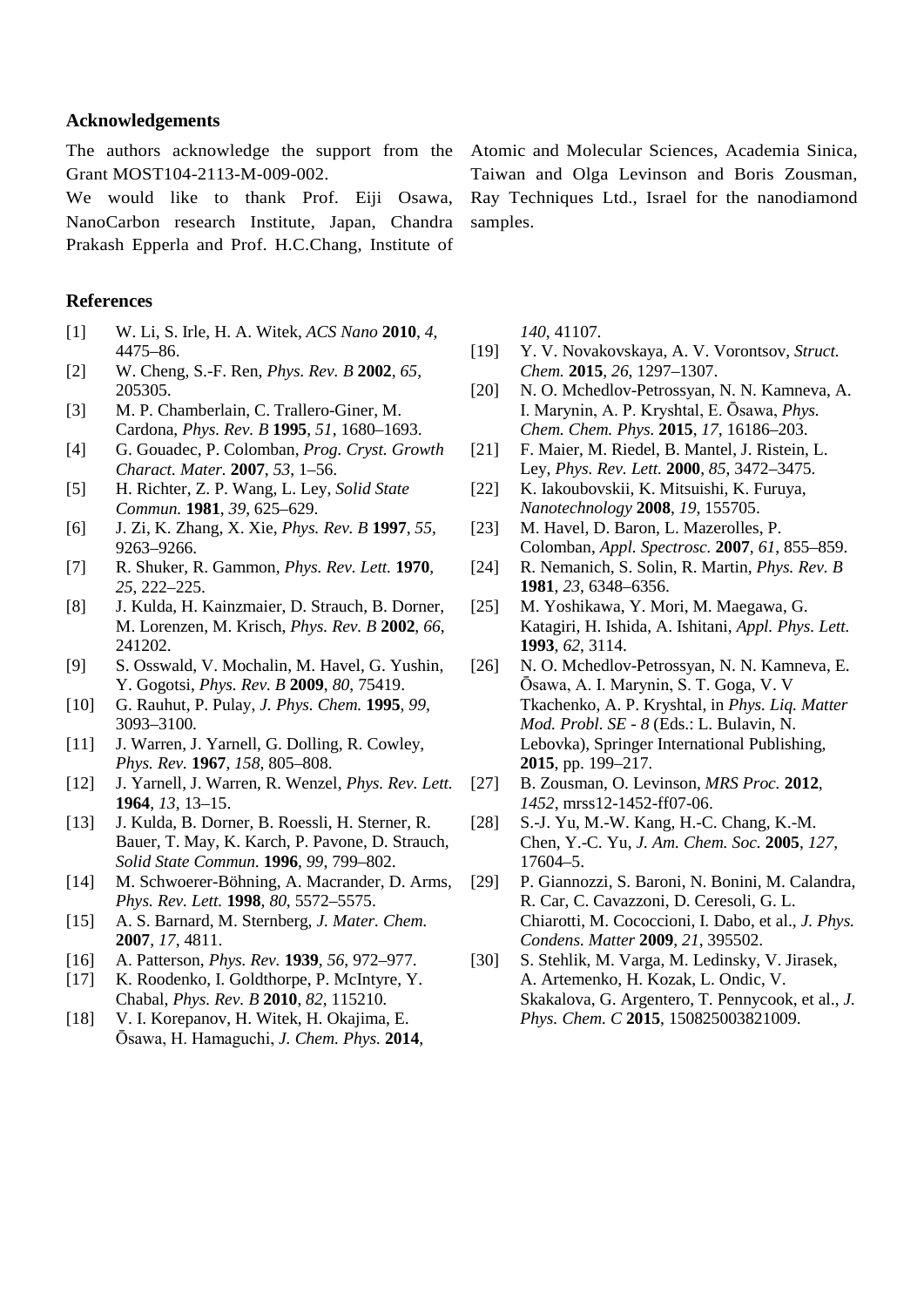## Acknowledgements

The authors acknowledge the support from the Grant MOST104-2113-M-009-002.

We would like to thank Prof. Eiji Osawa, NanoCarbon research Institute, Japan, Chandra Prakash Epperla and Prof. H.C.Chang, Institute of Atomic and Molecular Sciences, Academia Sinica, Taiwan and Olga Levinson and Boris Zousman, Ray Techniques Ltd., Israel for the nanodiamond samples.

## References

[1] W. Li, S. Irle, H. A. Witek, *ACS Nano* **2010**, *4*, 4475–86.

[2] W. Cheng, S.-F. Ren, *Phys. Rev. B* **2002**, *65*, 205305.

[3] M. P. Chamberlain, C. Trallero-Giner, M. Cardona, *Phys. Rev. B* **1995**, *51*, 1680–1693.

[4] G. Gouadec, P. Colomban, *Prog. Cryst. Growth Charact. Mater.* **2007**, *53*, 1–56.

[5] H. Richter, Z. P. Wang, L. Ley, *Solid State Commun.* **1981**, *39*, 625–629.

[6] J. Zi, K. Zhang, X. Xie, *Phys. Rev. B* **1997**, *55*, 9263–9266.

[7] R. Shuker, R. Gammon, *Phys. Rev. Lett.* **1970**, *25*, 222–225.

[8] J. Kulda, H. Kainzmaier, D. Strauch, B. Dorner, M. Lorenzen, M. Krisch, *Phys. Rev. B* **2002**, *66*, 241202.

[9] S. Osswald, V. Mochalin, M. Havel, G. Yushin, Y. Gogotsi, *Phys. Rev. B* **2009**, *80*, 75419.

[10] G. Rauhut, P. Pulay, *J. Phys. Chem.* **1995**, *99*, 3093–3100.

[11] J. Warren, J. Yarnell, G. Dolling, R. Cowley, *Phys. Rev.* **1967**, *158*, 805–808.

[12] J. Yarnell, J. Warren, R. Wenzel, *Phys. Rev. Lett.* **1964**, *13*, 13–15.

[13] J. Kulda, B. Dorner, B. Roessli, H. Sterner, R. Bauer, T. May, K. Karch, P. Pavone, D. Strauch, *Solid State Commun.* **1996**, *99*, 799–802.

[14] M. Schwoerer-Böhning, A. Macrander, D. Arms, *Phys. Rev. Lett.* **1998**, *80*, 5572–5575.

[15] A. S. Barnard, M. Sternberg, *J. Mater. Chem.* **2007**, *17*, 4811.

[16] A. Patterson, *Phys. Rev.* **1939**, *56*, 972–977.

[17] K. Roodenko, I. Goldthorpe, P. McIntyre, Y. Chabal, *Phys. Rev. B* **2010**, *82*, 115210.

[18] V. I. Korepanov, H. Witek, H. Okajima, E. Ōsawa, H. Hamaguchi, *J. Chem. Phys.* **2014**, *140*, 41107.

[19] Y. V. Novakovskaya, A. V. Vorontsov, *Struct. Chem.* **2015**, *26*, 1297–1307.

[20] N. O. Mchedlov-Petrossyan, N. N. Kamneva, A. I. Marynin, A. P. Kryshtal, E. Ōsawa, *Phys. Chem. Chem. Phys.* **2015**, *17*, 16186–203.

[21] F. Maier, M. Riedel, B. Mantel, J. Ristein, L. Ley, *Phys. Rev. Lett.* **2000**, *85*, 3472–3475.

[22] K. Iakoubovskii, K. Mitsuishi, K. Furuya, *Nanotechnology* **2008**, *19*, 155705.

[23] M. Havel, D. Baron, L. Mazerolles, P. Colomban, *Appl. Spectrosc.* **2007**, *61*, 855–859.

[24] R. Nemanich, S. Solin, R. Martin, *Phys. Rev. B* **1981**, *23*, 6348–6356.

[25] M. Yoshikawa, Y. Mori, M. Maegawa, G. Katagiri, H. Ishida, A. Ishitani, *Appl. Phys. Lett.* **1993**, *62*, 3114.

[26] N. O. Mchedlov-Petrossyan, N. N. Kamneva, E. Ōsawa, A. I. Marynin, S. T. Goga, V. V Tkachenko, A. P. Kryshtal, in *Phys. Liq. Matter Mod. Probl. SE - 8* (Eds.: L. Bulavin, N. Lebovka), Springer International Publishing, **2015**, pp. 199–217.

[27] B. Zousman, O. Levinson, *MRS Proc.* **2012**, *1452*, mrss12-1452-ff07-06.

[28] S.-J. Yu, M.-W. Kang, H.-C. Chang, K.-M. Chen, Y.-C. Yu, *J. Am. Chem. Soc.* **2005**, *127*, 17604–5.

[29] P. Giannozzi, S. Baroni, N. Bonini, M. Calandra, R. Car, C. Cavazzoni, D. Ceresoli, G. L. Chiarotti, M. Cococcioni, I. Dabo, et al., *J. Phys. Condens. Matter* **2009**, *21*, 395502.

[30] S. Stehlik, M. Varga, M. Ledinsky, V. Jirasek, A. Artemenko, H. Kozak, L. Ondic, V. Skakalova, G. Argentero, T. Pennycook, et al., *J. Phys. Chem. C* **2015**, 150825003821009.